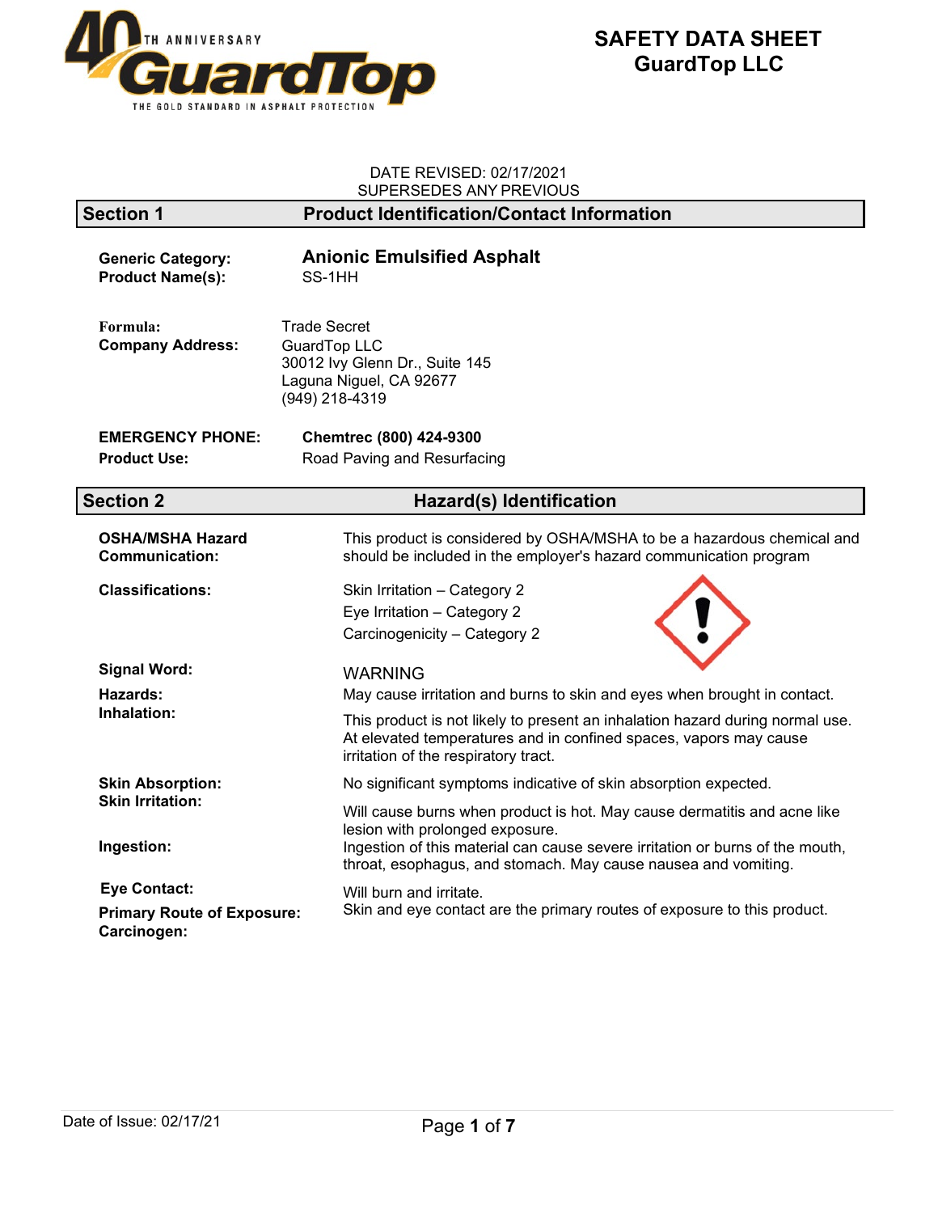# SAFETY DATA SHEET
# GuardTop LLC

DATE REVISED: 02/17/2021
SUPERSEDES ANY PREVIOUS

## Section 1 Product Identification/Contact Information

**Generic Category:** **Anionic Emulsified Asphalt**
**Product Name(s):** SS-1HH

**Formula:** Trade Secret
**Company Address:** GuardTop LLC
30012 Ivy Glenn Dr., Suite 145
Laguna Niguel, CA 92677
(949) 218-4319

**EMERGENCY PHONE:** **Chemtrec (800) 424-9300**
**Product Use:** Road Paving and Resurfacing

## Section 2 Hazard(s) Identification

**OSHA/MSHA Hazard Communication:** This product is considered by OSHA/MSHA to be a hazardous chemical and should be included in the employer's hazard communication program

**Classifications:**
Skin Irritation – Category 2
Eye Irritation – Category 2
Carcinogenicity – Category 2

**Signal Word:** WARNING

**Hazards:** May cause irritation and burns to skin and eyes when brought in contact.

**Inhalation:** This product is not likely to present an inhalation hazard during normal use. At elevated temperatures and in confined spaces, vapors may cause irritation of the respiratory tract.

**Skin Absorption:** No significant symptoms indicative of skin absorption expected.

**Skin Irritation:** Will cause burns when product is hot. May cause dermatitis and acne like lesion with prolonged exposure.

**Ingestion:** Ingestion of this material can cause severe irritation or burns of the mouth, throat, esophagus, and stomach. May cause nausea and vomiting.

**Eye Contact:** Will burn and irritate.

**Primary Route of Exposure:** Skin and eye contact are the primary routes of exposure to this product.

**Carcinogen:**

Date of Issue: 02/17/21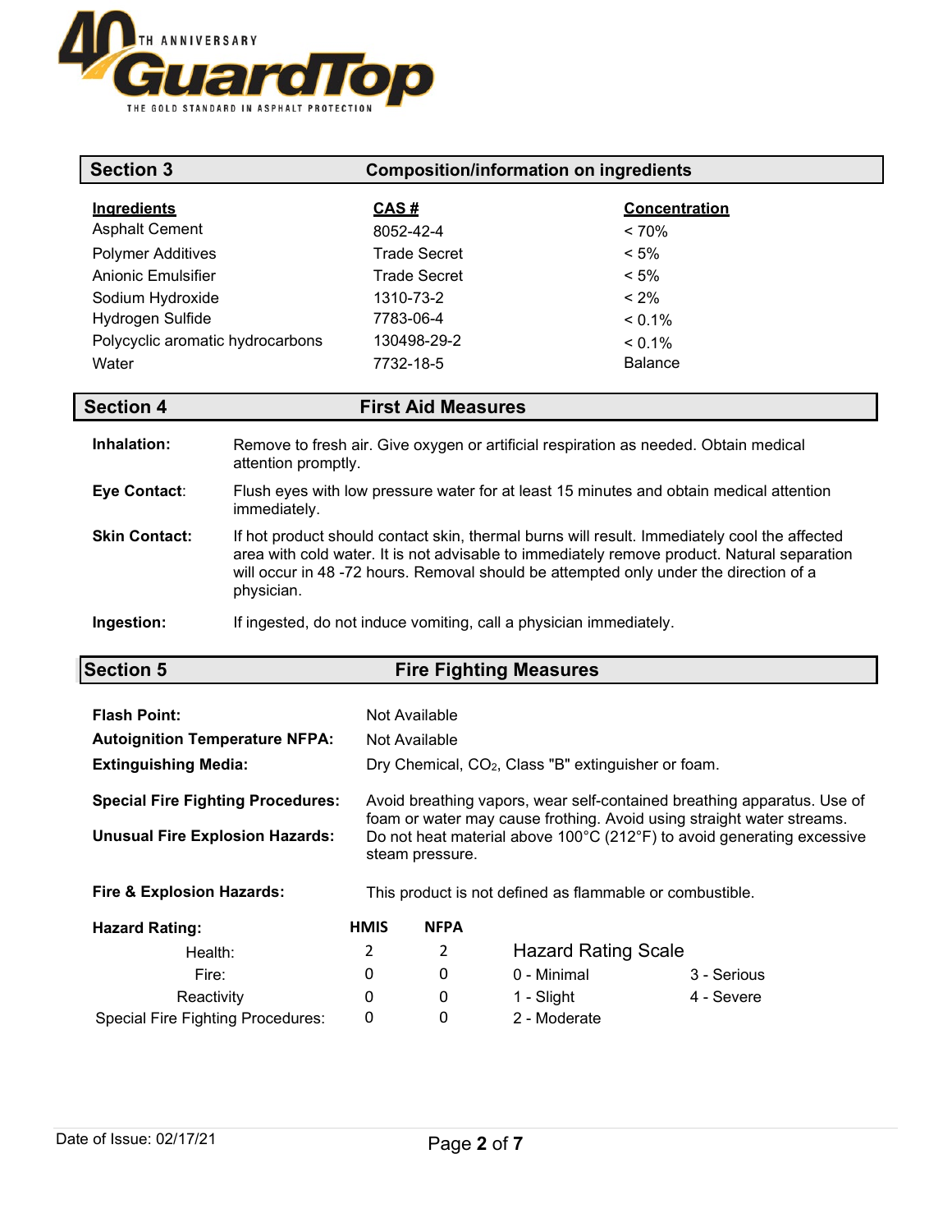## Section 3 Composition/information on ingredients

| Ingredients | CAS # | Concentration |
|---|---|---|
| Asphalt Cement | 8052-42-4 | < 70% |
| Polymer Additives | Trade Secret | < 5% |
| Anionic Emulsifier | Trade Secret | < 5% |
| Sodium Hydroxide | 1310-73-2 | < 2% |
| Hydrogen Sulfide | 7783-06-4 | < 0.1% |
| Polycyclic aromatic hydrocarbons | 130498-29-2 | < 0.1% |
| Water | 7732-18-5 | Balance |

## Section 4 First Aid Measures

**Inhalation:** Remove to fresh air. Give oxygen or artificial respiration as needed. Obtain medical attention promptly.

**Eye Contact**: Flush eyes with low pressure water for at least 15 minutes and obtain medical attention immediately.

**Skin Contact:** If hot product should contact skin, thermal burns will result. Immediately cool the affected area with cold water. It is not advisable to immediately remove product. Natural separation will occur in 48 -72 hours. Removal should be attempted only under the direction of a physician.

**Ingestion:** If ingested, do not induce vomiting, call a physician immediately.

## Section 5 Fire Fighting Measures

**Flash Point:** Not Available

**Autoignition Temperature NFPA:** Not Available

**Extinguishing Media:** Dry Chemical, $CO_2$, Class "B" extinguisher or foam.

**Special Fire Fighting Procedures:** Avoid breathing vapors, wear self-contained breathing apparatus. Use of foam or water may cause frothing. Avoid using straight water streams.

**Unusual Fire Explosion Hazards:** Do not heat material above 100°C (212°F) to avoid generating excessive steam pressure.

**Fire & Explosion Hazards:** This product is not defined as flammable or combustible.

| Hazard Rating: | HMIS | NFPA |
|---|---|---|
| Health: | 2 | 2 |
| Fire: | 0 | 0 |
| Reactivity | 0 | 0 |
| Special Fire Fighting Procedures: | 0 | 0 |

**Hazard Rating Scale**

0 - Minimal
1 - Slight
2 - Moderate
3 - Serious
4 - Severe

Date of Issue: 02/17/21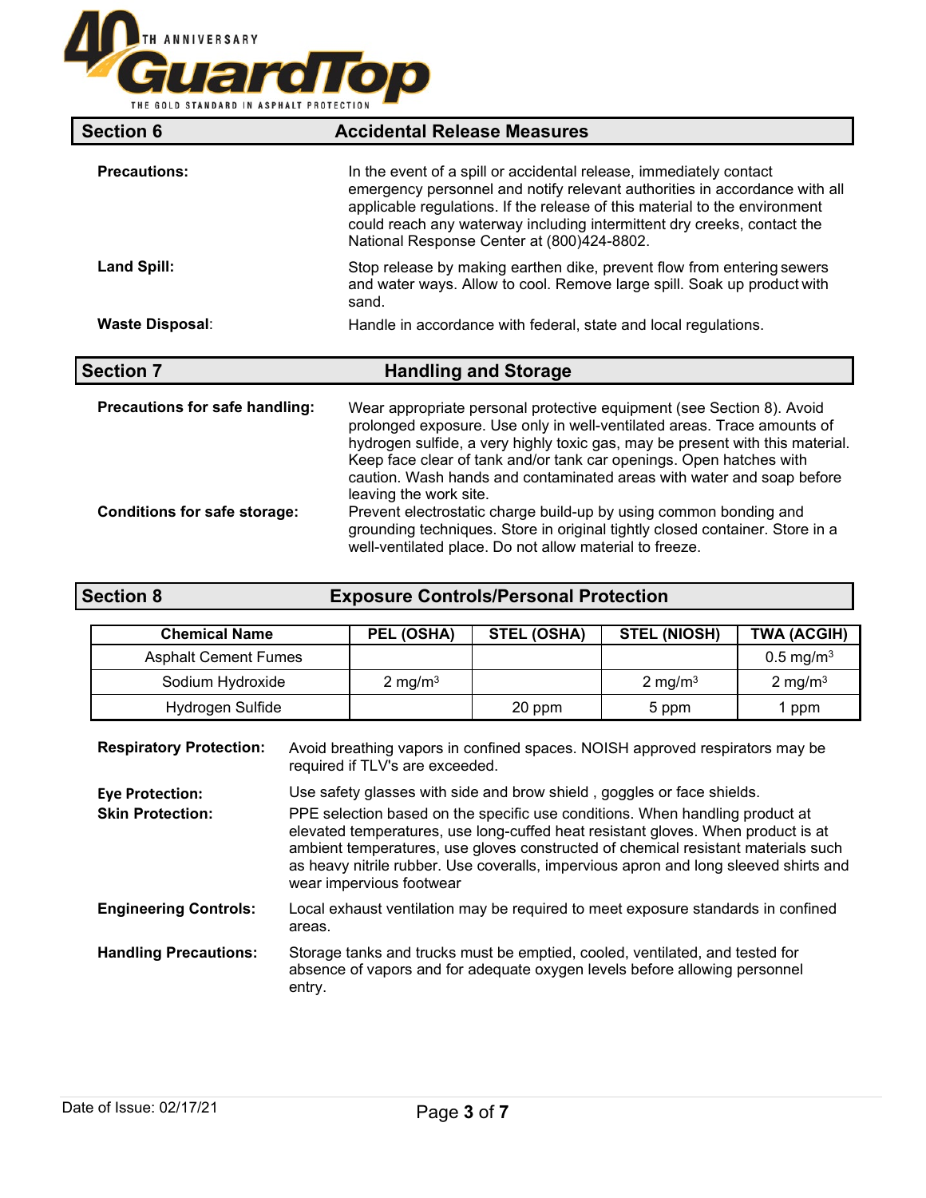## Section 6 Accidental Release Measures

**Precautions:** In the event of a spill or accidental release, immediately contact emergency personnel and notify relevant authorities in accordance with all applicable regulations. If the release of this material to the environment could reach any waterway including intermittent dry creeks, contact the National Response Center at (800)424-8802.

**Land Spill:** Stop release by making earthen dike, prevent flow from entering sewers and water ways. Allow to cool. Remove large spill. Soak up product with sand.

**Waste Disposal**: Handle in accordance with federal, state and local regulations.

## Section 7 Handling and Storage

**Precautions for safe handling:** Wear appropriate personal protective equipment (see Section 8). Avoid prolonged exposure. Use only in well-ventilated areas. Trace amounts of hydrogen sulfide, a very highly toxic gas, may be present with this material. Keep face clear of tank and/or tank car openings. Open hatches with caution. Wash hands and contaminated areas with water and soap before leaving the work site.

**Conditions for safe storage:** Prevent electrostatic charge build-up by using common bonding and grounding techniques. Store in original tightly closed container. Store in a well-ventilated place. Do not allow material to freeze.

## Section 8 Exposure Controls/Personal Protection

| Chemical Name | PEL (OSHA) | STEL (OSHA) | STEL (NIOSH) | TWA (ACGIH) |
|---|---|---|---|---|
| Asphalt Cement Fumes | | | | 0.5 mg/m$^3$ |
| Sodium Hydroxide | 2 mg/m$^3$ | | 2 mg/m$^3$ | 2 mg/m$^3$ |
| Hydrogen Sulfide | | 20 ppm | 5 ppm | 1 ppm |

**Respiratory Protection:** Avoid breathing vapors in confined spaces. NOISH approved respirators may be required if TLV's are exceeded.

**Eye Protection:** Use safety glasses with side and brow shield , goggles or face shields.

**Skin Protection:** PPE selection based on the specific use conditions. When handling product at elevated temperatures, use long-cuffed heat resistant gloves. When product is at ambient temperatures, use gloves constructed of chemical resistant materials such as heavy nitrile rubber. Use coveralls, impervious apron and long sleeved shirts and wear impervious footwear

**Engineering Controls:** Local exhaust ventilation may be required to meet exposure standards in confined areas.

**Handling Precautions:** Storage tanks and trucks must be emptied, cooled, ventilated, and tested for absence of vapors and for adequate oxygen levels before allowing personnel entry.

Date of Issue: 02/17/21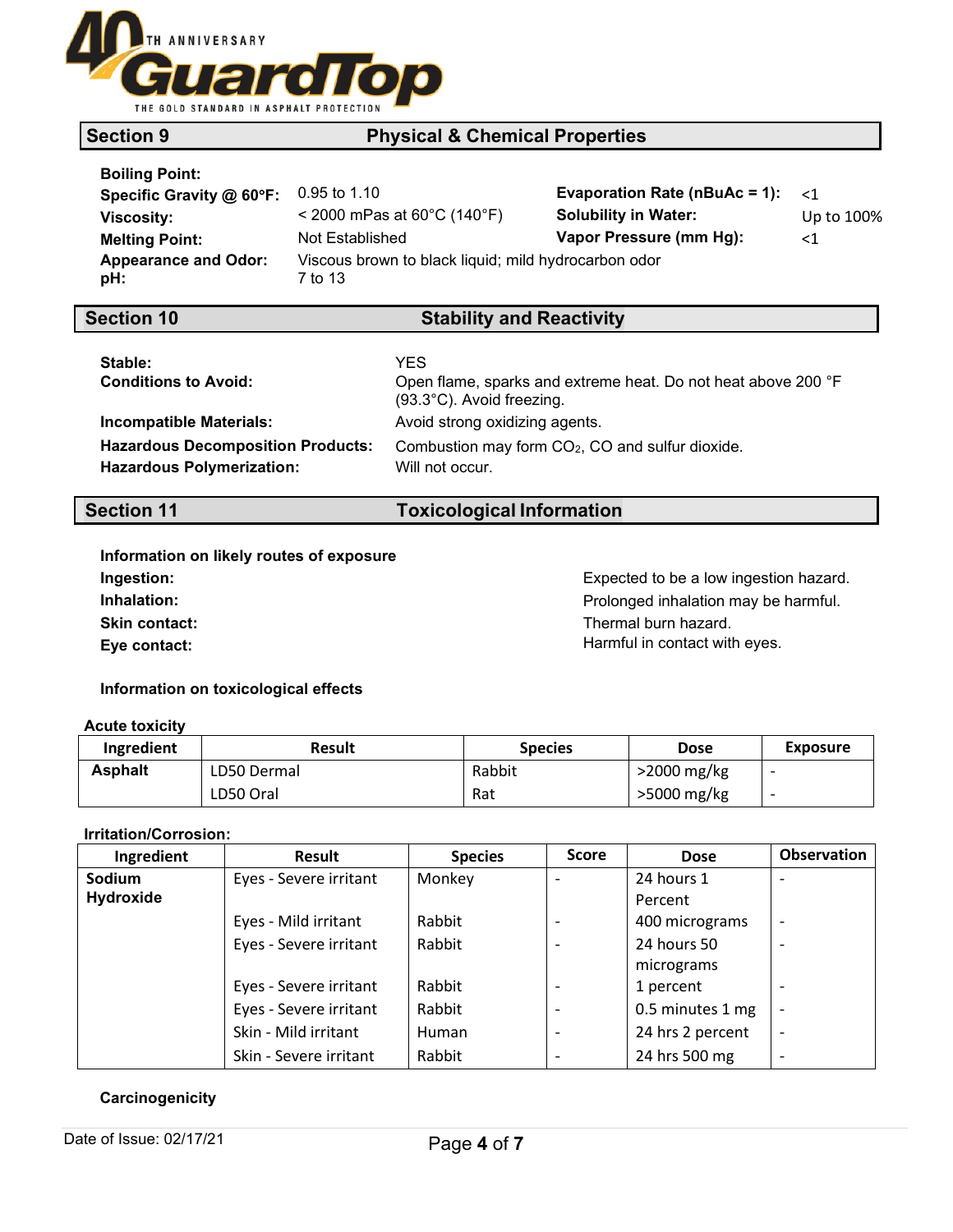## Section 9 Physical & Chemical Properties

**Boiling Point:**

**Specific Gravity @ 60°F:** 0.95 to 1.10

**Viscosity:** < 2000 mPas at 60°C (140°F)

**Melting Point:** Not Established

**Appearance and Odor:** Viscous brown to black liquid; mild hydrocarbon odor

**pH:** 7 to 13

**Evaporation Rate (nBuAc = 1):** <1

**Solubility in Water:** Up to 100%

**Vapor Pressure (mm Hg):** <1

## Section 10 Stability and Reactivity

**Stable:** YES

**Conditions to Avoid:** Open flame, sparks and extreme heat. Do not heat above 200 °F (93.3°C). Avoid freezing.

**Incompatible Materials:** Avoid strong oxidizing agents.

**Hazardous Decomposition Products:** Combustion may form $CO_2$, CO and sulfur dioxide.

**Hazardous Polymerization:** Will not occur.

## Section 11 Toxicological Information

**Information on likely routes of exposure**

**Ingestion:** Expected to be a low ingestion hazard.

**Inhalation:** Prolonged inhalation may be harmful.

**Skin contact:** Thermal burn hazard.

**Eye contact:** Harmful in contact with eyes.

**Information on toxicological effects**

**Acute toxicity**

| Ingredient | Result | Species | Dose | Exposure |
|---|---|---|---|---|
| **Asphalt** | LD50 Dermal | Rabbit | >2000 mg/kg | - |
| | LD50 Oral | Rat | >5000 mg/kg | - |

**Irritation/Corrosion:**

| Ingredient | Result | Species | Score | Dose | Observation |
|---|---|---|---|---|---|
| **Sodium Hydroxide** | Eyes - Severe irritant | Monkey | - | 24 hours 1 Percent | - |
| | Eyes - Mild irritant | Rabbit | - | 400 micrograms | - |
| | Eyes - Severe irritant | Rabbit | - | 24 hours 50 micrograms | - |
| | Eyes - Severe irritant | Rabbit | - | 1 percent | - |
| | Eyes - Severe irritant | Rabbit | - | 0.5 minutes 1 mg | - |
| | Skin - Mild irritant | Human | - | 24 hrs 2 percent | - |
| | Skin - Severe irritant | Rabbit | - | 24 hrs 500 mg | - |

**Carcinogenicity**

Date of Issue: 02/17/21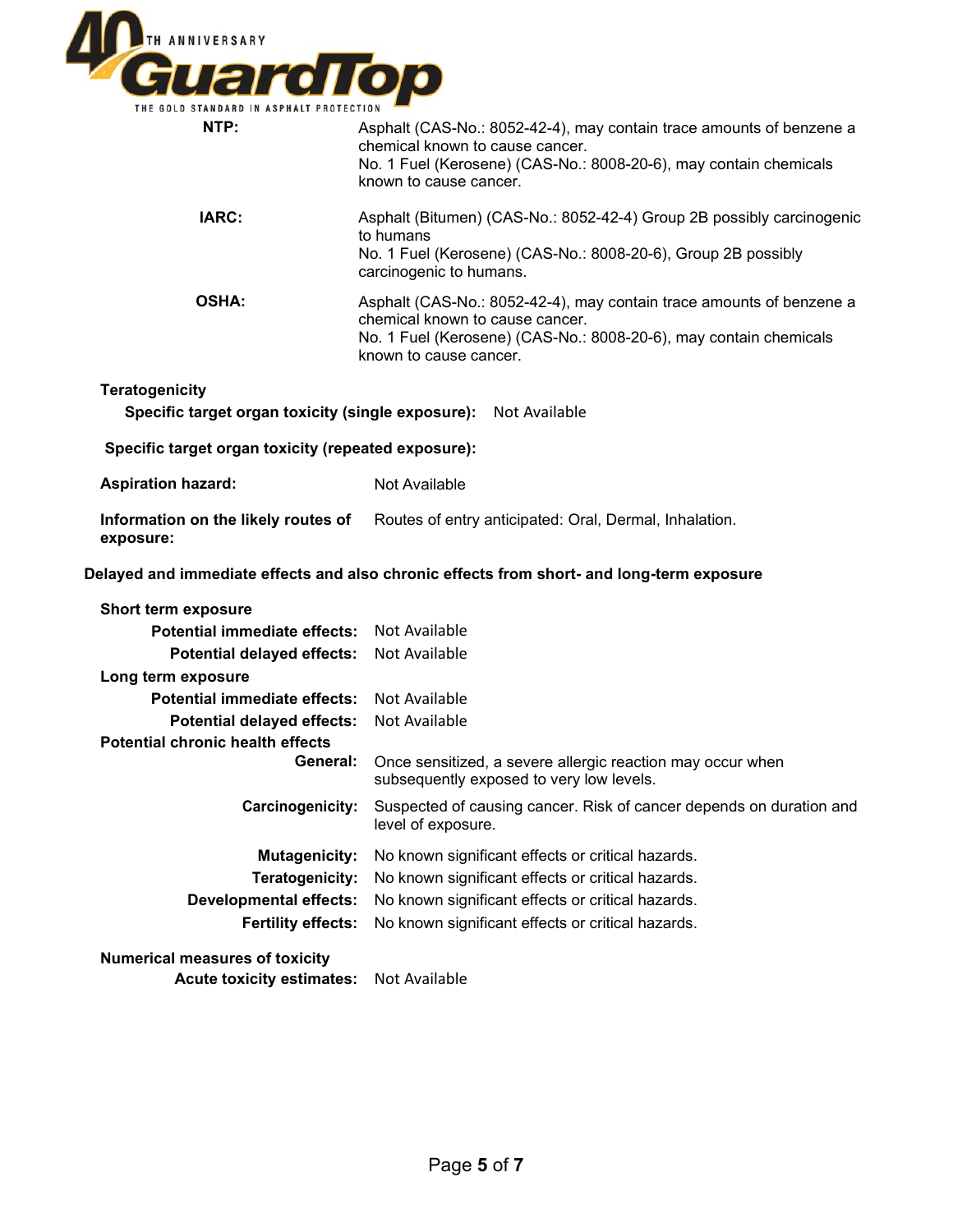**NTP:** Asphalt (CAS-No.: 8052-42-4), may contain trace amounts of benzene a chemical known to cause cancer.
No. 1 Fuel (Kerosene) (CAS-No.: 8008-20-6), may contain chemicals known to cause cancer.

**IARC:** Asphalt (Bitumen) (CAS-No.: 8052-42-4) Group 2B possibly carcinogenic to humans
No. 1 Fuel (Kerosene) (CAS-No.: 8008-20-6), Group 2B possibly carcinogenic to humans.

**OSHA:** Asphalt (CAS-No.: 8052-42-4), may contain trace amounts of benzene a chemical known to cause cancer.
No. 1 Fuel (Kerosene) (CAS-No.: 8008-20-6), may contain chemicals known to cause cancer.

**Teratogenicity**

**Specific target organ toxicity (single exposure):** Not Available

**Specific target organ toxicity (repeated exposure):**

**Aspiration hazard:** Not Available

**Information on the likely routes of exposure:** Routes of entry anticipated: Oral, Dermal, Inhalation.

**Delayed and immediate effects and also chronic effects from short- and long-term exposure**

**Short term exposure**

**Potential immediate effects:** Not Available

**Potential delayed effects:** Not Available

**Long term exposure**

**Potential immediate effects:** Not Available

**Potential delayed effects:** Not Available

**Potential chronic health effects**

**General:** Once sensitized, a severe allergic reaction may occur when subsequently exposed to very low levels.

**Carcinogenicity:** Suspected of causing cancer. Risk of cancer depends on duration and level of exposure.

**Mutagenicity:** No known significant effects or critical hazards.

**Teratogenicity:** No known significant effects or critical hazards.

**Developmental effects:** No known significant effects or critical hazards.

**Fertility effects:** No known significant effects or critical hazards.

**Numerical measures of toxicity**

**Acute toxicity estimates:** Not Available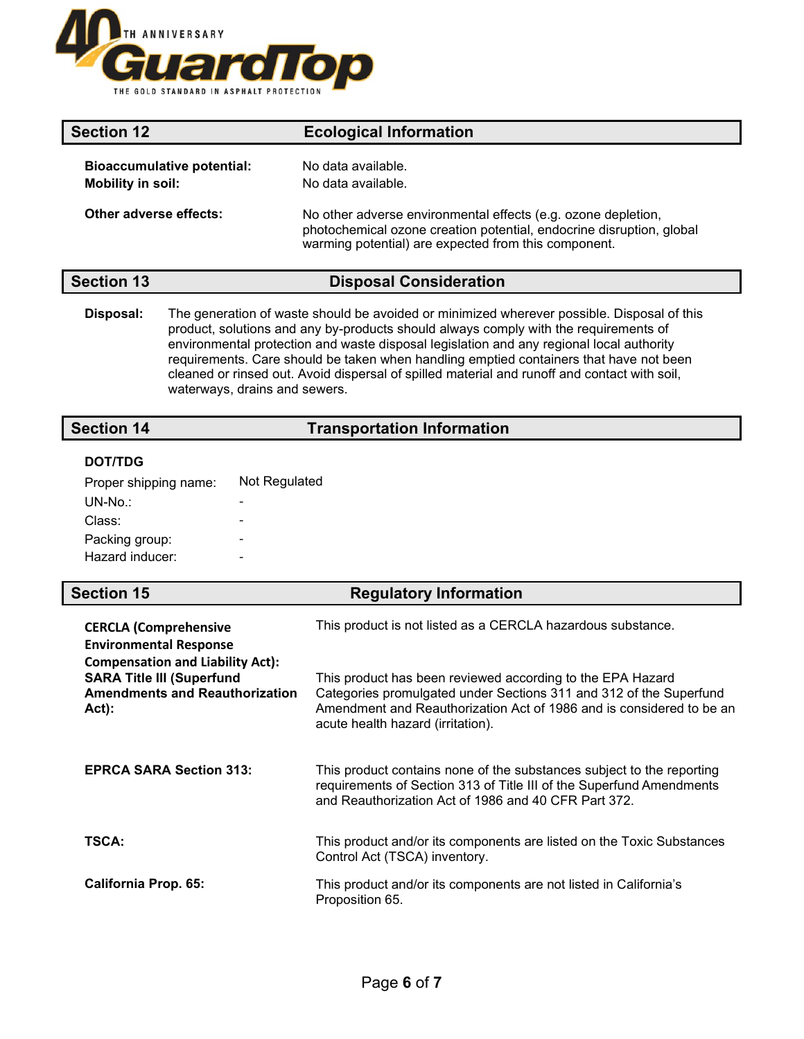## Section 12 Ecological Information

**Bioaccumulative potential:** No data available.

**Mobility in soil:** No data available.

**Other adverse effects:** No other adverse environmental effects (e.g. ozone depletion, photochemical ozone creation potential, endocrine disruption, global warming potential) are expected from this component.

## Section 13 Disposal Consideration

**Disposal:** The generation of waste should be avoided or minimized wherever possible. Disposal of this product, solutions and any by-products should always comply with the requirements of environmental protection and waste disposal legislation and any regional local authority requirements. Care should be taken when handling emptied containers that have not been cleaned or rinsed out. Avoid dispersal of spilled material and runoff and contact with soil, waterways, drains and sewers.

## Section 14 Transportation Information

**DOT/TDG**

| | |
|---|---|
| Proper shipping name: | Not Regulated |
| UN-No.: | - |
| Class: | - |
| Packing group: | - |
| Hazard inducer: | - |

## Section 15 Regulatory Information

**CERCLA (Comprehensive Environmental Response Compensation and Liability Act):** This product is not listed as a CERCLA hazardous substance.

**SARA Title III (Superfund Amendments and Reauthorization Act):** This product has been reviewed according to the EPA Hazard Categories promulgated under Sections 311 and 312 of the Superfund Amendment and Reauthorization Act of 1986 and is considered to be an acute health hazard (irritation).

**EPRCA SARA Section 313:** This product contains none of the substances subject to the reporting requirements of Section 313 of Title III of the Superfund Amendments and Reauthorization Act of 1986 and 40 CFR Part 372.

**TSCA:** This product and/or its components are listed on the Toxic Substances Control Act (TSCA) inventory.

**California Prop. 65:** This product and/or its components are not listed in California's Proposition 65.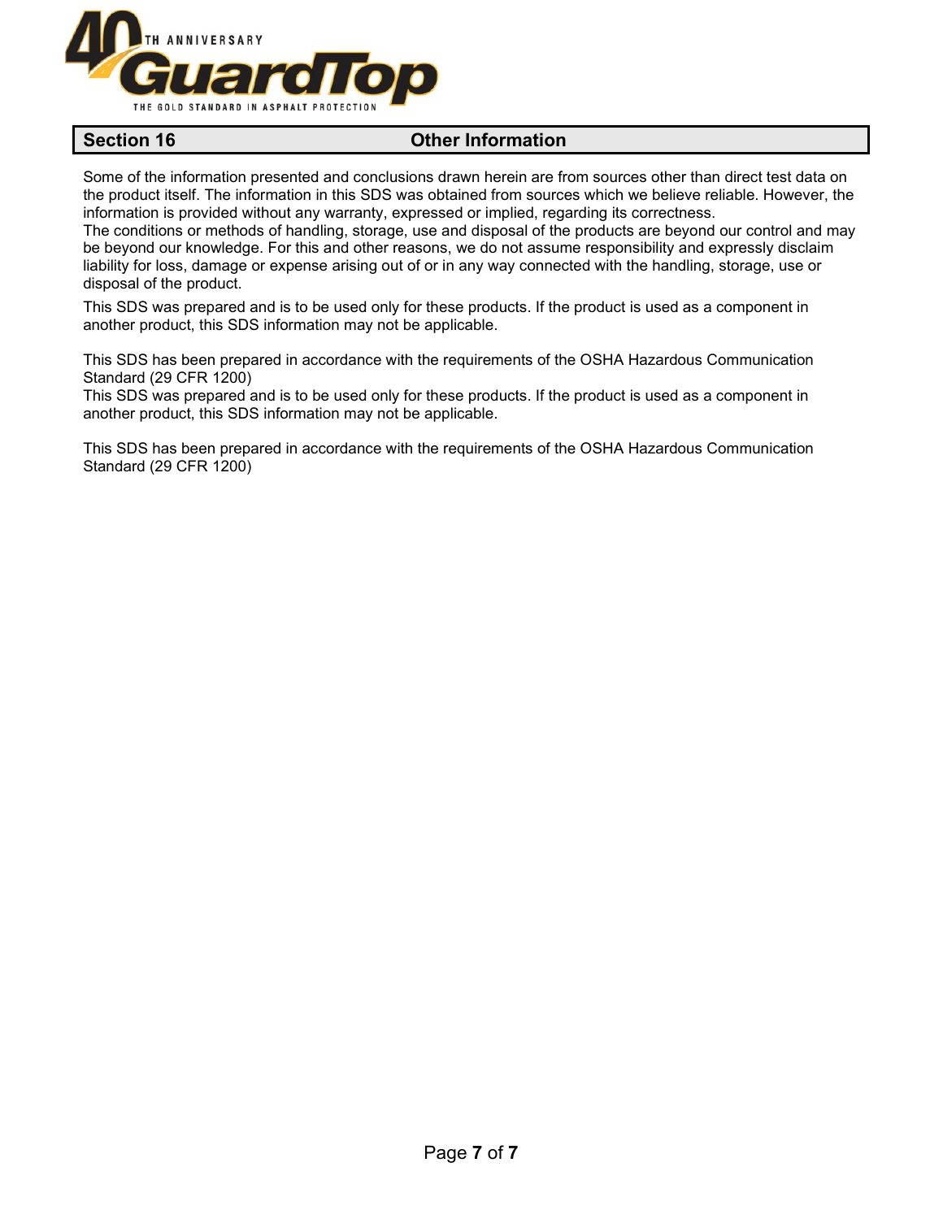## Section 16 Other Information

Some of the information presented and conclusions drawn herein are from sources other than direct test data on the product itself. The information in this SDS was obtained from sources which we believe reliable. However, the information is provided without any warranty, expressed or implied, regarding its correctness.
The conditions or methods of handling, storage, use and disposal of the products are beyond our control and may be beyond our knowledge. For this and other reasons, we do not assume responsibility and expressly disclaim liability for loss, damage or expense arising out of or in any way connected with the handling, storage, use or disposal of the product.

This SDS was prepared and is to be used only for these products. If the product is used as a component in another product, this SDS information may not be applicable.

This SDS has been prepared in accordance with the requirements of the OSHA Hazardous Communication Standard (29 CFR 1200)
This SDS was prepared and is to be used only for these products. If the product is used as a component in another product, this SDS information may not be applicable.

This SDS has been prepared in accordance with the requirements of the OSHA Hazardous Communication Standard (29 CFR 1200)